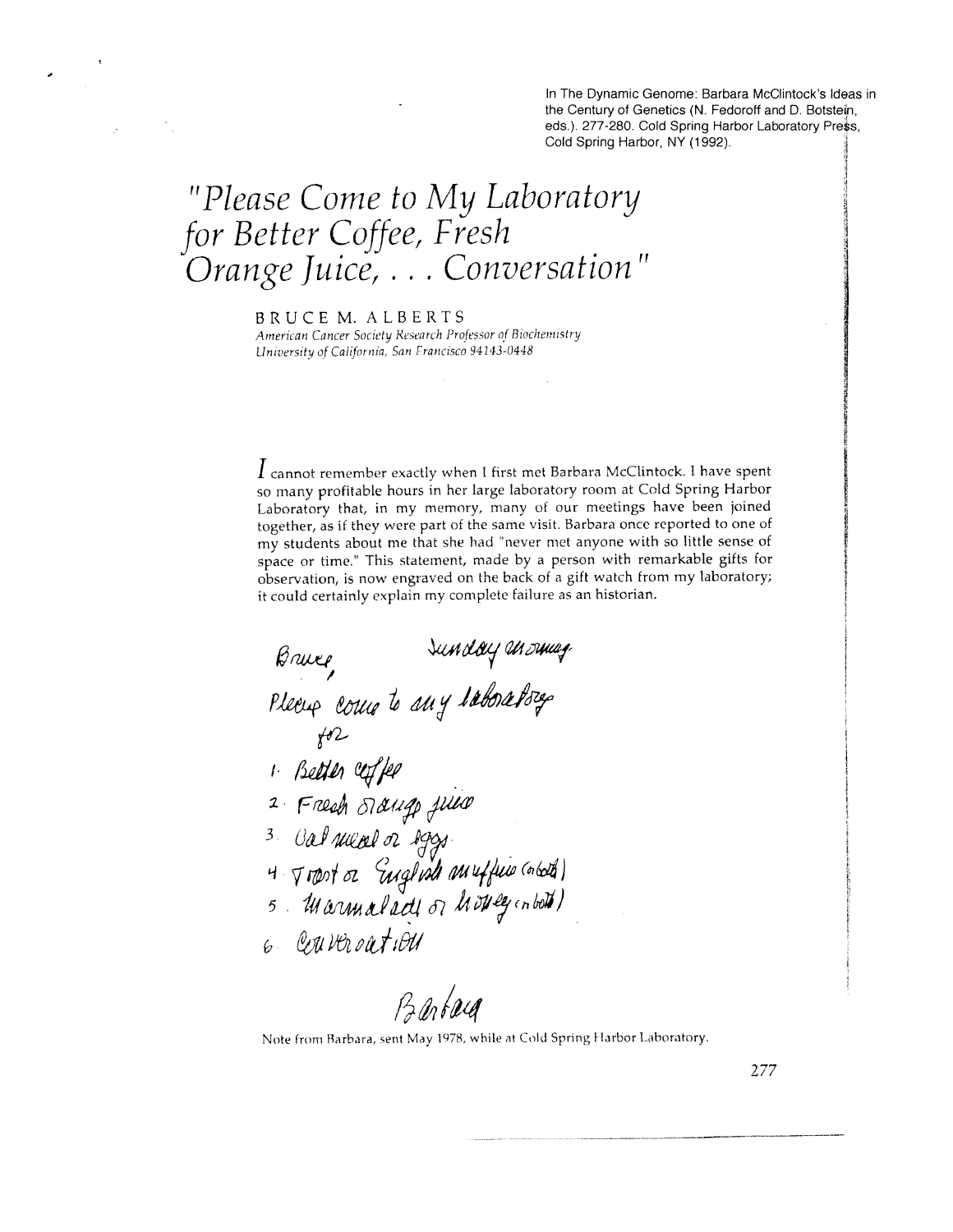In The Dynamic Genome: Barbara McClintock's Ideas in the Century of Genetics (N. Fedoroff and D. Botstein, eds.). 277-280. Cold Spring Harbor Laboratory Press, Cold Spring Harbor, NY (1992).

# "Please Come to My Laboratory for Better Coffee, Fresh Orange Juice, . . . Conversation"

BRUCE M. ALBERTS

*American Cancer Society Research Professor of Biochemistry*
*University of California, San Francisco 94143-0448*

I cannot remember exactly when I first met Barbara McClintock. I have spent so many profitable hours in her large laboratory room at Cold Spring Harbor Laboratory that, in my memory, many of our meetings have been joined together, as if they were part of the same visit. Barbara once reported to one of my students about me that she had "never met anyone with so little sense of space or time." This statement, made by a person with remarkable gifts for observation, is now engraved on the back of a gift watch from my laboratory; it could certainly explain my complete failure as an historian.

Bruce, Sunday morning

Please come to my laboratory for

1. Better coffee
2. Fresh orange juice
3. Oat meal or eggs
4. Toast or English muffins (or both)
5. Marmalade or honey (or both)
6. Conversation

Barbara

Note from Barbara, sent May 1978, while at Cold Spring Harbor Laboratory.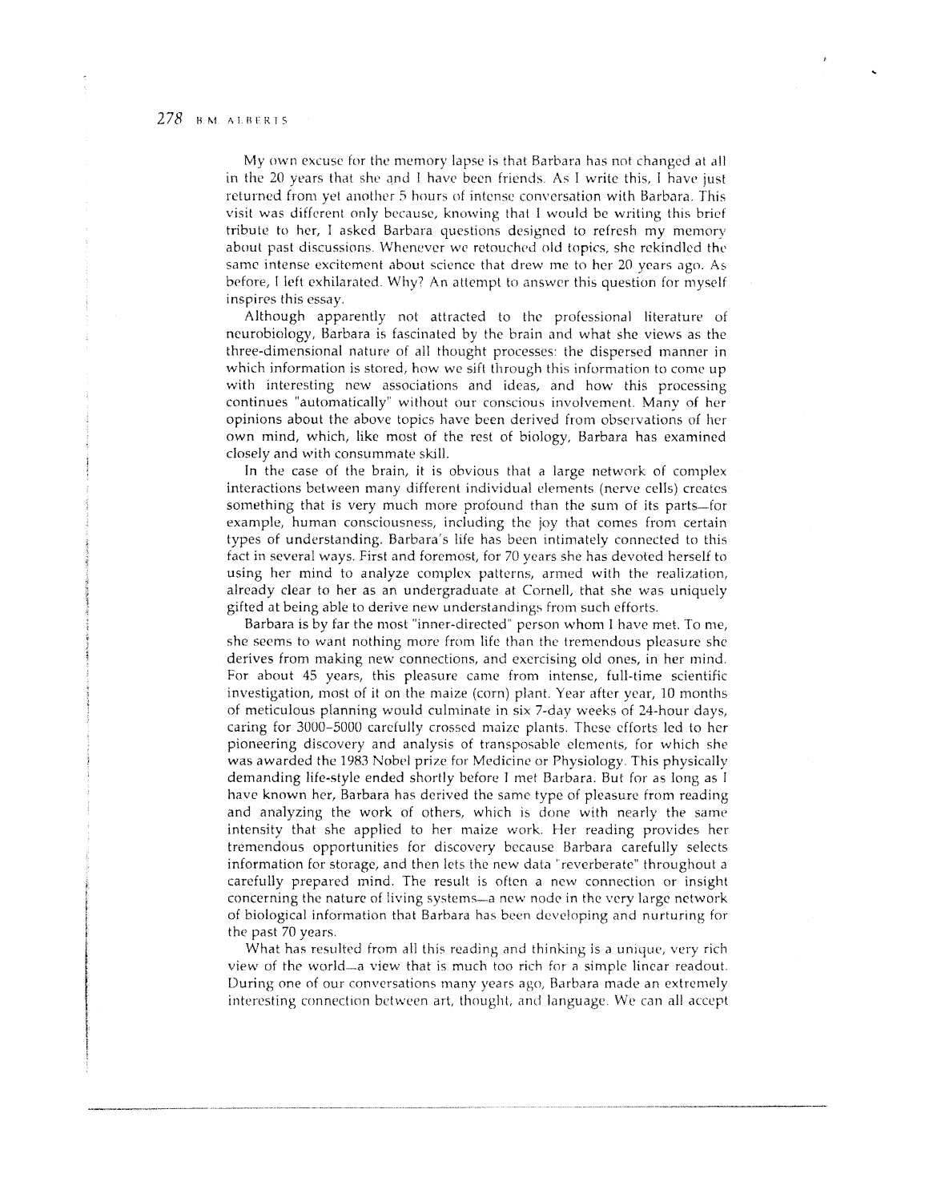My own excuse for the memory lapse is that Barbara has not changed at all in the 20 years that she and I have been friends. As I write this, I have just returned from yet another 5 hours of intense conversation with Barbara. This visit was different only because, knowing that I would be writing this brief tribute to her, I asked Barbara questions designed to refresh my memory about past discussions. Whenever we retouched old topics, she rekindled the same intense excitement about science that drew me to her 20 years ago. As before, I left exhilarated. Why? An attempt to answer this question for myself inspires this essay.

Although apparently not attracted to the professional literature of neurobiology, Barbara is fascinated by the brain and what she views as the three-dimensional nature of all thought processes: the dispersed manner in which information is stored, how we sift through this information to come up with interesting new associations and ideas, and how this processing continues "automatically" without our conscious involvement. Many of her opinions about the above topics have been derived from observations of her own mind, which, like most of the rest of biology, Barbara has examined closely and with consummate skill.

In the case of the brain, it is obvious that a large network of complex interactions between many different individual elements (nerve cells) creates something that is very much more profound than the sum of its parts—for example, human consciousness, including the joy that comes from certain types of understanding. Barbara's life has been intimately connected to this fact in several ways. First and foremost, for 70 years she has devoted herself to using her mind to analyze complex patterns, armed with the realization, already clear to her as an undergraduate at Cornell, that she was uniquely gifted at being able to derive new understandings from such efforts.

Barbara is by far the most "inner-directed" person whom I have met. To me, she seems to want nothing more from life than the tremendous pleasure she derives from making new connections, and exercising old ones, in her mind. For about 45 years, this pleasure came from intense, full-time scientific investigation, most of it on the maize (corn) plant. Year after year, 10 months of meticulous planning would culminate in six 7-day weeks of 24-hour days, caring for 3000–5000 carefully crossed maize plants. These efforts led to her pioneering discovery and analysis of transposable elements, for which she was awarded the 1983 Nobel prize for Medicine or Physiology. This physically demanding life-style ended shortly before I met Barbara. But for as long as I have known her, Barbara has derived the same type of pleasure from reading and analyzing the work of others, which is done with nearly the same intensity that she applied to her maize work. Her reading provides her tremendous opportunities for discovery because Barbara carefully selects information for storage, and then lets the new data "reverberate" throughout a carefully prepared mind. The result is often a new connection or insight concerning the nature of living systems—a new node in the very large network of biological information that Barbara has been developing and nurturing for the past 70 years.

What has resulted from all this reading and thinking is a unique, very rich view of the world—a view that is much too rich for a simple linear readout. During one of our conversations many years ago, Barbara made an extremely interesting connection between art, thought, and language. We can all accept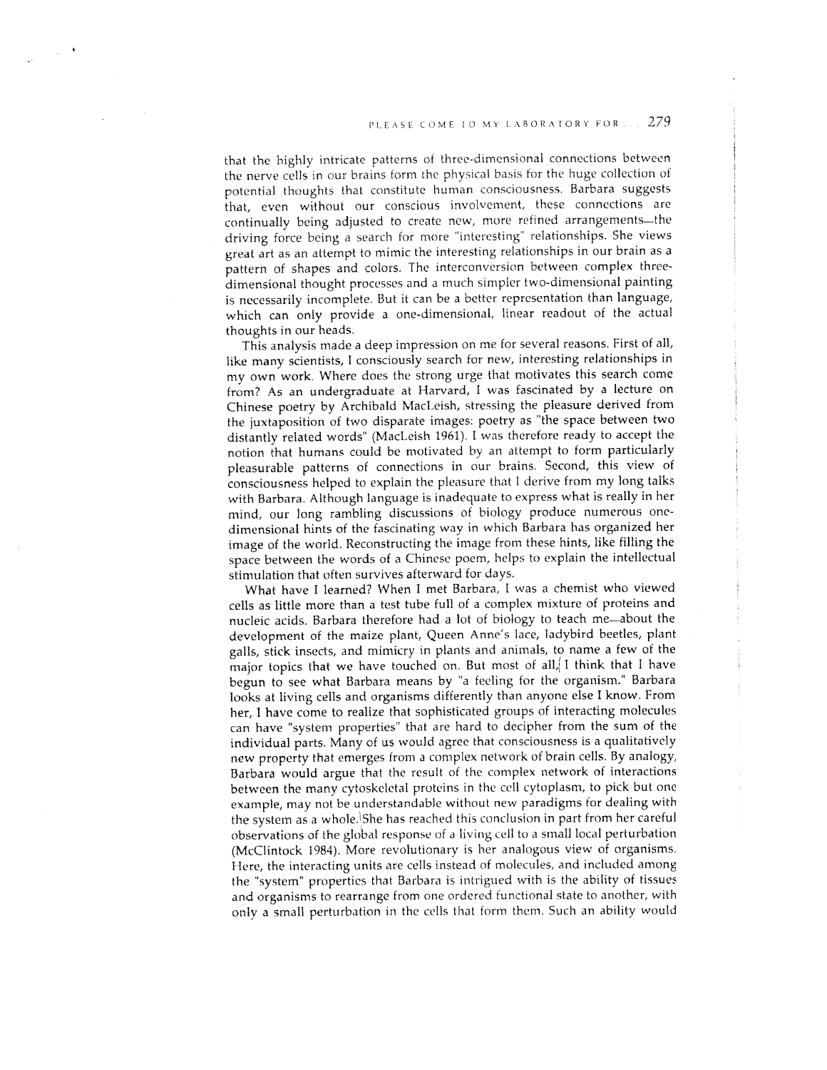that the highly intricate patterns of three-dimensional connections between the nerve cells in our brains form the physical basis for the huge collection of potential thoughts that constitute human consciousness. Barbara suggests that, even without our conscious involvement, these connections are continually being adjusted to create new, more refined arrangements—the driving force being a search for more "interesting" relationships. She views great art as an attempt to mimic the interesting relationships in our brain as a pattern of shapes and colors. The interconversion between complex three-dimensional thought processes and a much simpler two-dimensional painting is necessarily incomplete. But it can be a better representation than language, which can only provide a one-dimensional, linear readout of the actual thoughts in our heads.

This analysis made a deep impression on me for several reasons. First of all, like many scientists, I consciously search for new, interesting relationships in my own work. Where does the strong urge that motivates this search come from? As an undergraduate at Harvard, I was fascinated by a lecture on Chinese poetry by Archibald MacLeish, stressing the pleasure derived from the juxtaposition of two disparate images: poetry as "the space between two distantly related words" (MacLeish 1961). I was therefore ready to accept the notion that humans could be motivated by an attempt to form particularly pleasurable patterns of connections in our brains. Second, this view of consciousness helped to explain the pleasure that I derive from my long talks with Barbara. Although language is inadequate to express what is really in her mind, our long rambling discussions of biology produce numerous one-dimensional hints of the fascinating way in which Barbara has organized her image of the world. Reconstructing the image from these hints, like filling the space between the words of a Chinese poem, helps to explain the intellectual stimulation that often survives afterward for days.

What have I learned? When I met Barbara, I was a chemist who viewed cells as little more than a test tube full of a complex mixture of proteins and nucleic acids. Barbara therefore had a lot of biology to teach me—about the development of the maize plant, Queen Anne's lace, ladybird beetles, plant galls, stick insects, and mimicry in plants and animals, to name a few of the major topics that we have touched on. But most of all, I think that I have begun to see what Barbara means by "a feeling for the organism." Barbara looks at living cells and organisms differently than anyone else I know. From her, I have come to realize that sophisticated groups of interacting molecules can have "system properties" that are hard to decipher from the sum of the individual parts. Many of us would agree that consciousness is a qualitatively new property that emerges from a complex network of brain cells. By analogy, Barbara would argue that the result of the complex network of interactions between the many cytoskeletal proteins in the cell cytoplasm, to pick but one example, may not be understandable without new paradigms for dealing with the system as a whole. She has reached this conclusion in part from her careful observations of the global response of a living cell to a small local perturbation (McClintock 1984). More revolutionary is her analogous view of organisms. Here, the interacting units are cells instead of molecules, and included among the "system" properties that Barbara is intrigued with is the ability of tissues and organisms to rearrange from one ordered functional state to another, with only a small perturbation in the cells that form them. Such an ability would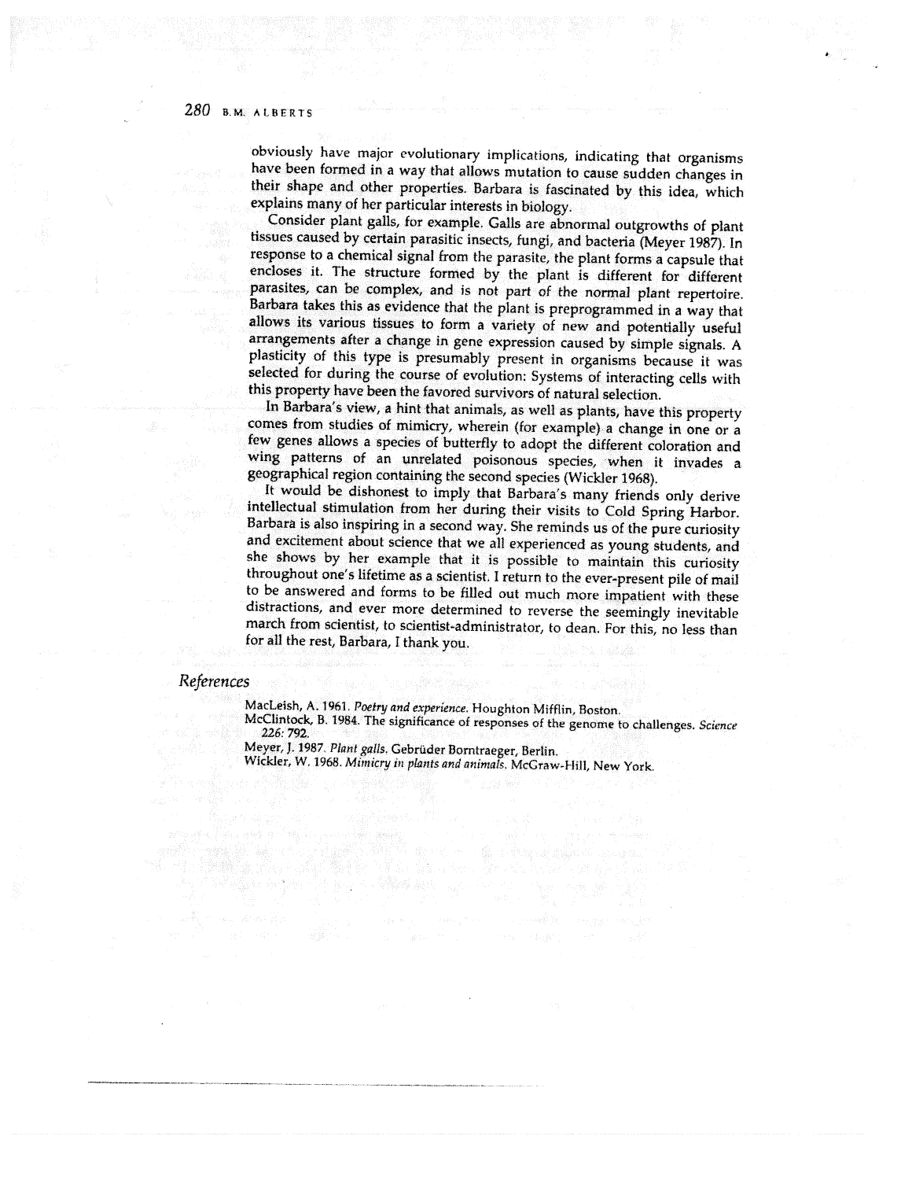obviously have major evolutionary implications, indicating that organisms have been formed in a way that allows mutation to cause sudden changes in their shape and other properties. Barbara is fascinated by this idea, which explains many of her particular interests in biology.

Consider plant galls, for example. Galls are abnormal outgrowths of plant tissues caused by certain parasitic insects, fungi, and bacteria (Meyer 1987). In response to a chemical signal from the parasite, the plant forms a capsule that encloses it. The structure formed by the plant is different for different parasites, can be complex, and is not part of the normal plant repertoire. Barbara takes this as evidence that the plant is preprogrammed in a way that allows its various tissues to form a variety of new and potentially useful arrangements after a change in gene expression caused by simple signals. A plasticity of this type is presumably present in organisms because it was selected for during the course of evolution: Systems of interacting cells with this property have been the favored survivors of natural selection.

In Barbara's view, a hint that animals, as well as plants, have this property comes from studies of mimicry, wherein (for example) a change in one or a few genes allows a species of butterfly to adopt the different coloration and wing patterns of an unrelated poisonous species, when it invades a geographical region containing the second species (Wickler 1968).

It would be dishonest to imply that Barbara's many friends only derive intellectual stimulation from her during their visits to Cold Spring Harbor. Barbara is also inspiring in a second way. She reminds us of the pure curiosity and excitement about science that we all experienced as young students, and she shows by her example that it is possible to maintain this curiosity throughout one's lifetime as a scientist. I return to the ever-present pile of mail to be answered and forms to be filled out much more impatient with these distractions, and ever more determined to reverse the seemingly inevitable march from scientist, to scientist-administrator, to dean. For this, no less than for all the rest, Barbara, I thank you.

## *References*

MacLeish, A. 1961. *Poetry and experience.* Houghton Mifflin, Boston.

McClintock, B. 1984. The significance of responses of the genome to challenges. *Science* *226:* 792.

Meyer, J. 1987. *Plant galls.* Gebrüder Borntraeger, Berlin.

Wickler, W. 1968. *Mimicry in plants and animals.* McGraw-Hill, New York.